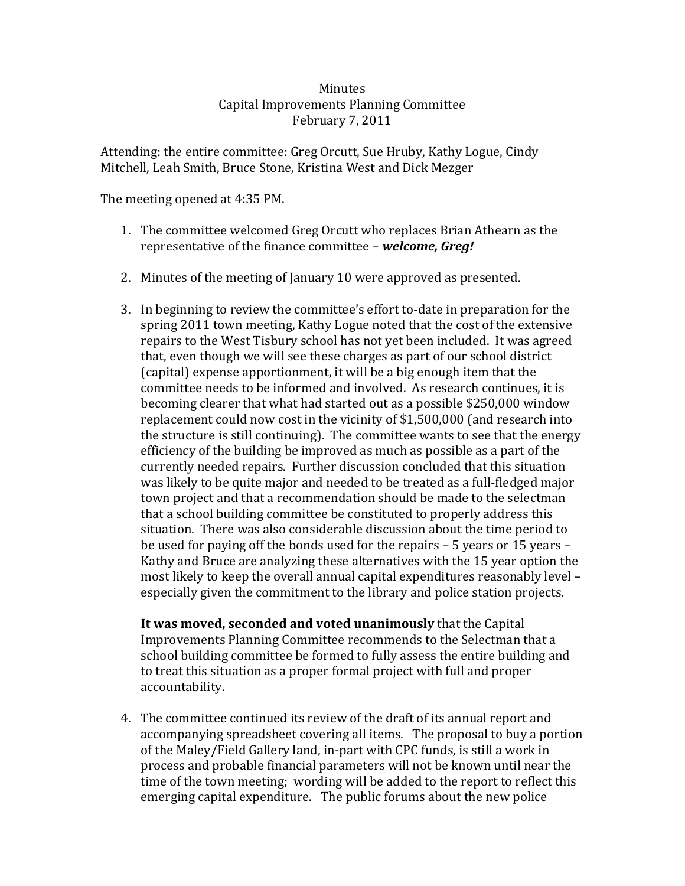Minutes
Capital Improvements Planning Committee
February 7, 2011

Attending: the entire committee: Greg Orcutt, Sue Hruby, Kathy Logue, Cindy Mitchell, Leah Smith, Bruce Stone, Kristina West and Dick Mezger

The meeting opened at 4:35 PM.

1. The committee welcomed Greg Orcutt who replaces Brian Athearn as the representative of the finance committee – ***welcome, Greg!***

2. Minutes of the meeting of January 10 were approved as presented.

3. In beginning to review the committee's effort to-date in preparation for the spring 2011 town meeting, Kathy Logue noted that the cost of the extensive repairs to the West Tisbury school has not yet been included. It was agreed that, even though we will see these charges as part of our school district (capital) expense apportionment, it will be a big enough item that the committee needs to be informed and involved. As research continues, it is becoming clearer that what had started out as a possible $250,000 window replacement could now cost in the vicinity of $1,500,000 (and research into the structure is still continuing). The committee wants to see that the energy efficiency of the building be improved as much as possible as a part of the currently needed repairs. Further discussion concluded that this situation was likely to be quite major and needed to be treated as a full-fledged major town project and that a recommendation should be made to the selectman that a school building committee be constituted to properly address this situation. There was also considerable discussion about the time period to be used for paying off the bonds used for the repairs – 5 years or 15 years – Kathy and Bruce are analyzing these alternatives with the 15 year option the most likely to keep the overall annual capital expenditures reasonably level – especially given the commitment to the library and police station projects.

   **It was moved, seconded and voted unanimously** that the Capital Improvements Planning Committee recommends to the Selectman that a school building committee be formed to fully assess the entire building and to treat this situation as a proper formal project with full and proper accountability.

4. The committee continued its review of the draft of its annual report and accompanying spreadsheet covering all items. The proposal to buy a portion of the Maley/Field Gallery land, in-part with CPC funds, is still a work in process and probable financial parameters will not be known until near the time of the town meeting; wording will be added to the report to reflect this emerging capital expenditure. The public forums about the new police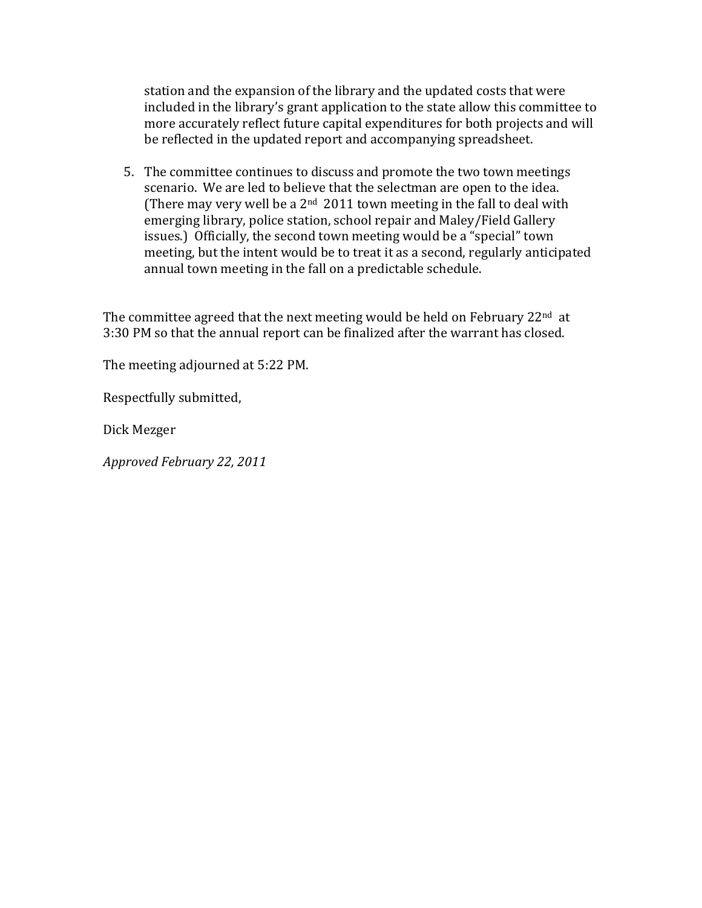station and the expansion of the library and the updated costs that were included in the library's grant application to the state allow this committee to more accurately reflect future capital expenditures for both projects and will be reflected in the updated report and accompanying spreadsheet.

5. The committee continues to discuss and promote the two town meetings scenario. We are led to believe that the selectman are open to the idea. (There may very well be a 2nd 2011 town meeting in the fall to deal with emerging library, police station, school repair and Maley/Field Gallery issues.) Officially, the second town meeting would be a "special" town meeting, but the intent would be to treat it as a second, regularly anticipated annual town meeting in the fall on a predictable schedule.

The committee agreed that the next meeting would be held on February 22nd at 3:30 PM so that the annual report can be finalized after the warrant has closed.

The meeting adjourned at 5:22 PM.

Respectfully submitted,

Dick Mezger

*Approved February 22, 2011*